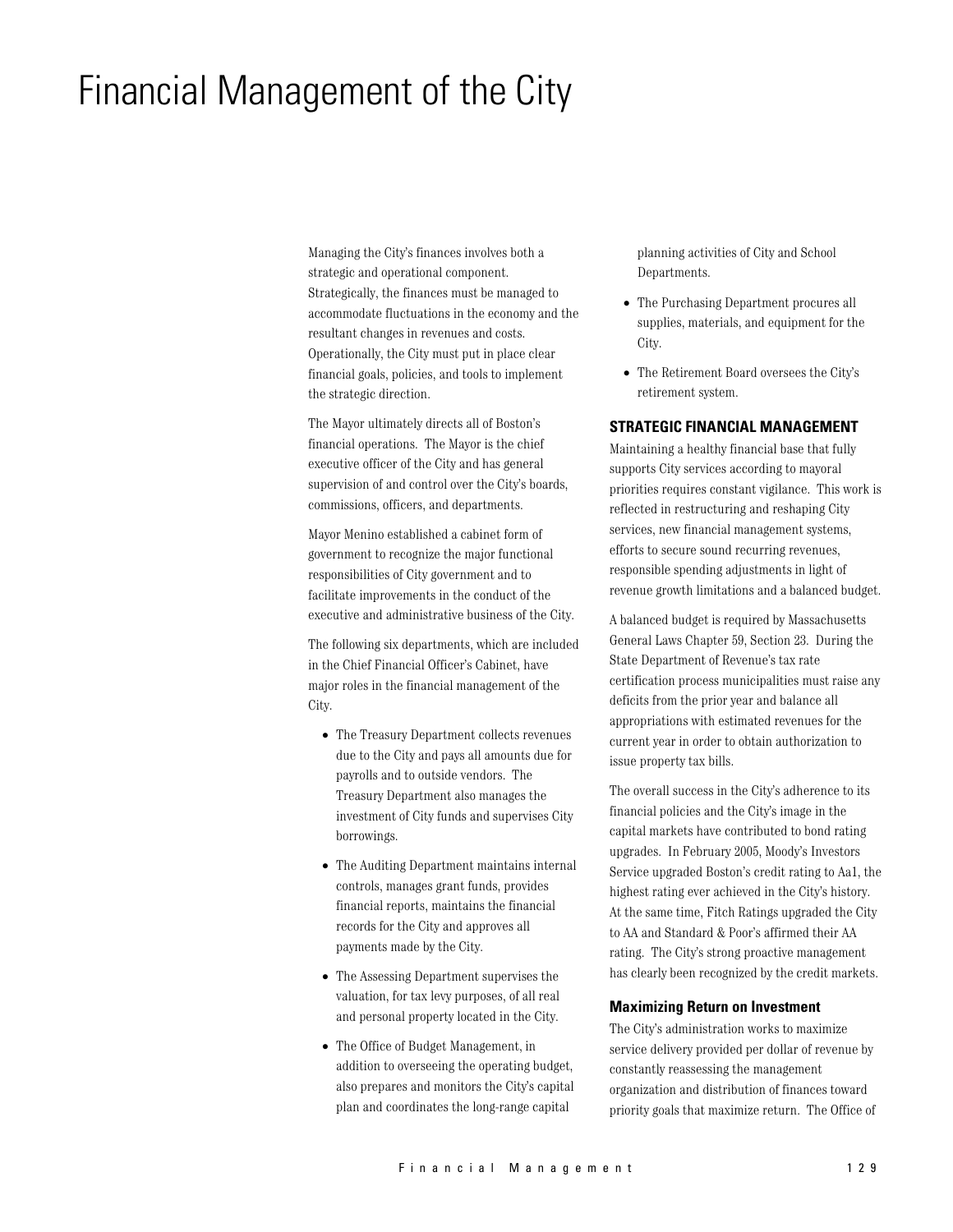# Financial Management of the City

Managing the City's finances involves both a strategic and operational component. Strategically, the finances must be managed to accommodate fluctuations in the economy and the resultant changes in revenues and costs. Operationally, the City must put in place clear financial goals, policies, and tools to implement the strategic direction.

The Mayor ultimately directs all of Boston's financial operations. The Mayor is the chief executive officer of the City and has general supervision of and control over the City's boards, commissions, officers, and departments.

Mayor Menino established a cabinet form of government to recognize the major functional responsibilities of City government and to facilitate improvements in the conduct of the executive and administrative business of the City.

The following six departments, which are included in the Chief Financial Officer's Cabinet, have major roles in the financial management of the City.

- The Treasury Department collects revenues due to the City and pays all amounts due for payrolls and to outside vendors. The Treasury Department also manages the investment of City funds and supervises City borrowings.
- The Auditing Department maintains internal controls, manages grant funds, provides financial reports, maintains the financial records for the City and approves all payments made by the City.
- The Assessing Department supervises the valuation, for tax levy purposes, of all real and personal property located in the City.
- The Office of Budget Management, in addition to overseeing the operating budget, also prepares and monitors the City's capital plan and coordinates the long-range capital planning activities of City and School Departments.
- The Purchasing Department procures all supplies, materials, and equipment for the City.
- The Retirement Board oversees the City's retirement system.

## STRATEGIC FINANCIAL MANAGEMENT

Maintaining a healthy financial base that fully supports City services according to mayoral priorities requires constant vigilance. This work is reflected in restructuring and reshaping City services, new financial management systems, efforts to secure sound recurring revenues, responsible spending adjustments in light of revenue growth limitations and a balanced budget.

A balanced budget is required by Massachusetts General Laws Chapter 59, Section 23. During the State Department of Revenue's tax rate certification process municipalities must raise any deficits from the prior year and balance all appropriations with estimated revenues for the current year in order to obtain authorization to issue property tax bills.

The overall success in the City's adherence to its financial policies and the City's image in the capital markets have contributed to bond rating upgrades. In February 2005, Moody's Investors Service upgraded Boston's credit rating to Aa1, the highest rating ever achieved in the City's history. At the same time, Fitch Ratings upgraded the City to AA and Standard & Poor's affirmed their AA rating. The City's strong proactive management has clearly been recognized by the credit markets.

### Maximizing Return on Investment

The City's administration works to maximize service delivery provided per dollar of revenue by constantly reassessing the management organization and distribution of finances toward priority goals that maximize return. The Office of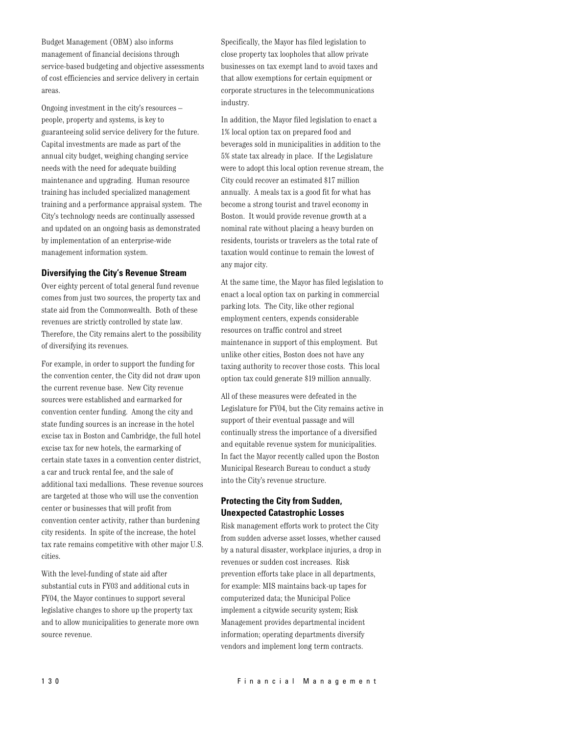Budget Management (OBM) also informs management of financial decisions through service-based budgeting and objective assessments of cost efficiencies and service delivery in certain areas.

Ongoing investment in the city's resources – people, property and systems, is key to guaranteeing solid service delivery for the future. Capital investments are made as part of the annual city budget, weighing changing service needs with the need for adequate building maintenance and upgrading. Human resource training has included specialized management training and a performance appraisal system. The City's technology needs are continually assessed and updated on an ongoing basis as demonstrated by implementation of an enterprise-wide management information system.

### Diversifying the City's Revenue Stream

Over eighty percent of total general fund revenue comes from just two sources, the property tax and state aid from the Commonwealth. Both of these revenues are strictly controlled by state law. Therefore, the City remains alert to the possibility of diversifying its revenues.

For example, in order to support the funding for the convention center, the City did not draw upon the current revenue base. New City revenue sources were established and earmarked for convention center funding. Among the city and state funding sources is an increase in the hotel excise tax in Boston and Cambridge, the full hotel excise tax for new hotels, the earmarking of certain state taxes in a convention center district, a car and truck rental fee, and the sale of additional taxi medallions. These revenue sources are targeted at those who will use the convention center or businesses that will profit from convention center activity, rather than burdening city residents. In spite of the increase, the hotel tax rate remains competitive with other major U.S. cities.

With the level-funding of state aid after substantial cuts in FY03 and additional cuts in FY04, the Mayor continues to support several legislative changes to shore up the property tax and to allow municipalities to generate more own source revenue.

Specifically, the Mayor has filed legislation to close property tax loopholes that allow private businesses on tax exempt land to avoid taxes and that allow exemptions for certain equipment or corporate structures in the telecommunications industry.

In addition, the Mayor filed legislation to enact a 1% local option tax on prepared food and beverages sold in municipalities in addition to the 5% state tax already in place. If the Legislature were to adopt this local option revenue stream, the City could recover an estimated $17 million annually. A meals tax is a good fit for what has become a strong tourist and travel economy in Boston. It would provide revenue growth at a nominal rate without placing a heavy burden on residents, tourists or travelers as the total rate of taxation would continue to remain the lowest of any major city.

At the same time, the Mayor has filed legislation to enact a local option tax on parking in commercial parking lots. The City, like other regional employment centers, expends considerable resources on traffic control and street maintenance in support of this employment. But unlike other cities, Boston does not have any taxing authority to recover those costs. This local option tax could generate $19 million annually.

All of these measures were defeated in the Legislature for FY04, but the City remains active in support of their eventual passage and will continually stress the importance of a diversified and equitable revenue system for municipalities. In fact the Mayor recently called upon the Boston Municipal Research Bureau to conduct a study into the City's revenue structure.

### Protecting the City from Sudden, Unexpected Catastrophic Losses

Risk management efforts work to protect the City from sudden adverse asset losses, whether caused by a natural disaster, workplace injuries, a drop in revenues or sudden cost increases. Risk prevention efforts take place in all departments, for example: MIS maintains back-up tapes for computerized data; the Municipal Police implement a citywide security system; Risk Management provides departmental incident information; operating departments diversify vendors and implement long term contracts.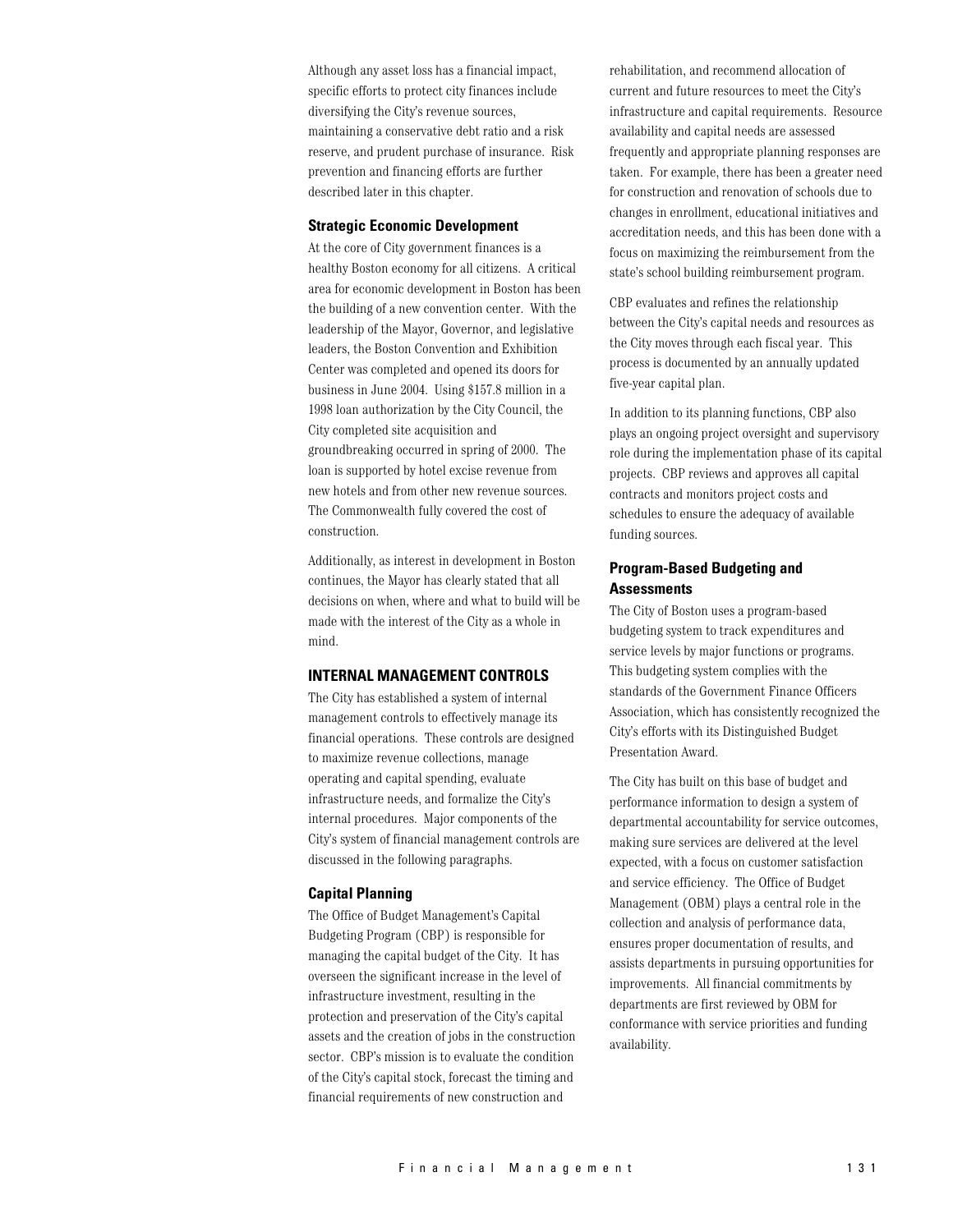Although any asset loss has a financial impact, specific efforts to protect city finances include diversifying the City's revenue sources, maintaining a conservative debt ratio and a risk reserve, and prudent purchase of insurance. Risk prevention and financing efforts are further described later in this chapter.

### Strategic Economic Development

At the core of City government finances is a healthy Boston economy for all citizens. A critical area for economic development in Boston has been the building of a new convention center. With the leadership of the Mayor, Governor, and legislative leaders, the Boston Convention and Exhibition Center was completed and opened its doors for business in June 2004. Using $157.8 million in a 1998 loan authorization by the City Council, the City completed site acquisition and groundbreaking occurred in spring of 2000. The loan is supported by hotel excise revenue from new hotels and from other new revenue sources. The Commonwealth fully covered the cost of construction.

Additionally, as interest in development in Boston continues, the Mayor has clearly stated that all decisions on when, where and what to build will be made with the interest of the City as a whole in mind.

## INTERNAL MANAGEMENT CONTROLS

The City has established a system of internal management controls to effectively manage its financial operations. These controls are designed to maximize revenue collections, manage operating and capital spending, evaluate infrastructure needs, and formalize the City's internal procedures. Major components of the City's system of financial management controls are discussed in the following paragraphs.

### Capital Planning

The Office of Budget Management's Capital Budgeting Program (CBP) is responsible for managing the capital budget of the City. It has overseen the significant increase in the level of infrastructure investment, resulting in the protection and preservation of the City's capital assets and the creation of jobs in the construction sector. CBP's mission is to evaluate the condition of the City's capital stock, forecast the timing and financial requirements of new construction and rehabilitation, and recommend allocation of current and future resources to meet the City's infrastructure and capital requirements. Resource availability and capital needs are assessed frequently and appropriate planning responses are taken. For example, there has been a greater need for construction and renovation of schools due to changes in enrollment, educational initiatives and accreditation needs, and this has been done with a focus on maximizing the reimbursement from the state's school building reimbursement program.

CBP evaluates and refines the relationship between the City's capital needs and resources as the City moves through each fiscal year. This process is documented by an annually updated five-year capital plan.

In addition to its planning functions, CBP also plays an ongoing project oversight and supervisory role during the implementation phase of its capital projects. CBP reviews and approves all capital contracts and monitors project costs and schedules to ensure the adequacy of available funding sources.

### Program-Based Budgeting and Assessments

The City of Boston uses a program-based budgeting system to track expenditures and service levels by major functions or programs. This budgeting system complies with the standards of the Government Finance Officers Association, which has consistently recognized the City's efforts with its Distinguished Budget Presentation Award.

The City has built on this base of budget and performance information to design a system of departmental accountability for service outcomes, making sure services are delivered at the level expected, with a focus on customer satisfaction and service efficiency. The Office of Budget Management (OBM) plays a central role in the collection and analysis of performance data, ensures proper documentation of results, and assists departments in pursuing opportunities for improvements. All financial commitments by departments are first reviewed by OBM for conformance with service priorities and funding availability.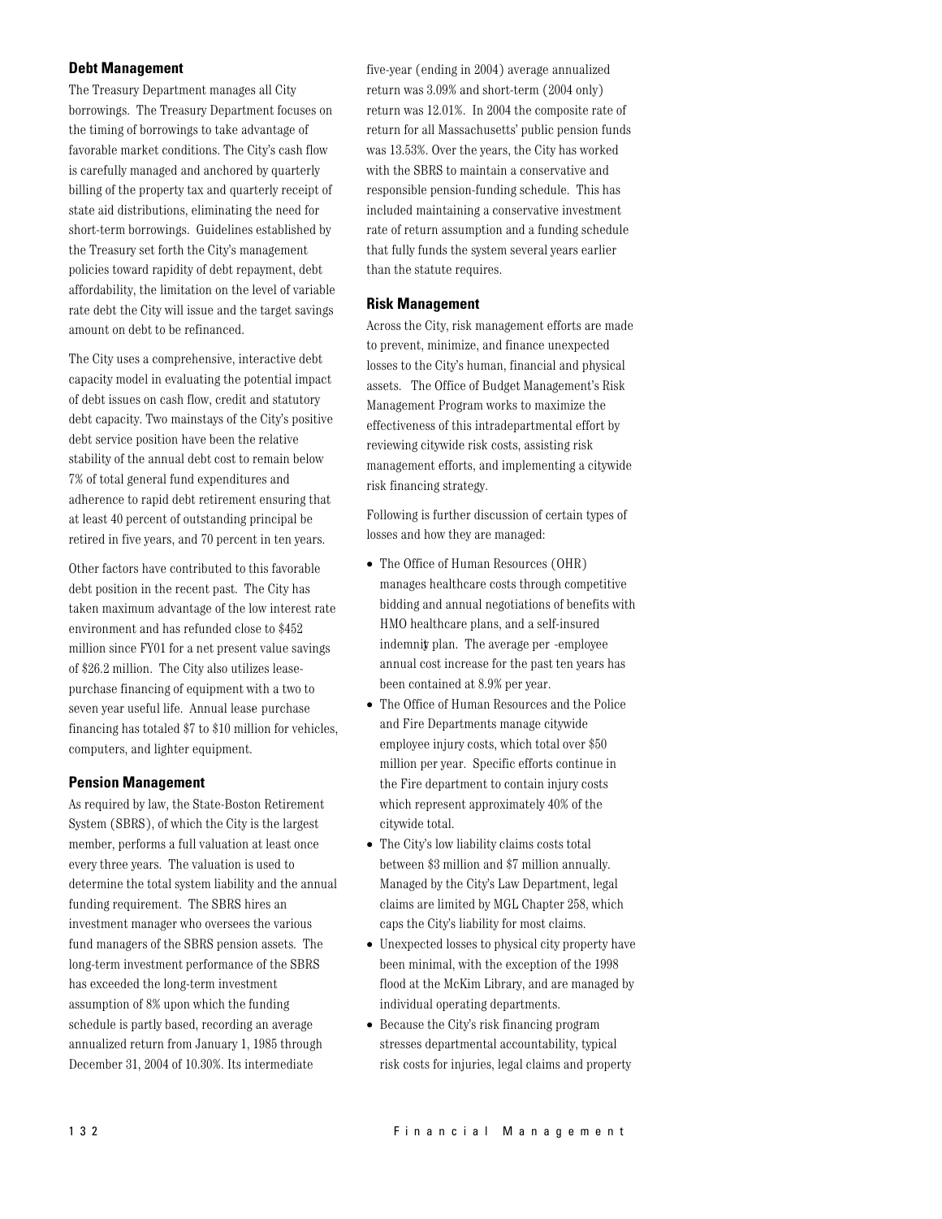## Debt Management

The Treasury Department manages all City borrowings. The Treasury Department focuses on the timing of borrowings to take advantage of favorable market conditions. The City's cash flow is carefully managed and anchored by quarterly billing of the property tax and quarterly receipt of state aid distributions, eliminating the need for short-term borrowings. Guidelines established by the Treasury set forth the City's management policies toward rapidity of debt repayment, debt affordability, the limitation on the level of variable rate debt the City will issue and the target savings amount on debt to be refinanced.

The City uses a comprehensive, interactive debt capacity model in evaluating the potential impact of debt issues on cash flow, credit and statutory debt capacity. Two mainstays of the City's positive debt service position have been the relative stability of the annual debt cost to remain below 7% of total general fund expenditures and adherence to rapid debt retirement ensuring that at least 40 percent of outstanding principal be retired in five years, and 70 percent in ten years.

Other factors have contributed to this favorable debt position in the recent past. The City has taken maximum advantage of the low interest rate environment and has refunded close to $452 million since FY01 for a net present value savings of $26.2 million. The City also utilizes lease-purchase financing of equipment with a two to seven year useful life. Annual lease purchase financing has totaled $7 to $10 million for vehicles, computers, and lighter equipment.

## Pension Management

As required by law, the State-Boston Retirement System (SBRS), of which the City is the largest member, performs a full valuation at least once every three years. The valuation is used to determine the total system liability and the annual funding requirement. The SBRS hires an investment manager who oversees the various fund managers of the SBRS pension assets. The long-term investment performance of the SBRS has exceeded the long-term investment assumption of 8% upon which the funding schedule is partly based, recording an average annualized return from January 1, 1985 through December 31, 2004 of 10.30%. Its intermediate five-year (ending in 2004) average annualized return was 3.09% and short-term (2004 only) return was 12.01%. In 2004 the composite rate of return for all Massachusetts' public pension funds was 13.53%. Over the years, the City has worked with the SBRS to maintain a conservative and responsible pension-funding schedule. This has included maintaining a conservative investment rate of return assumption and a funding schedule that fully funds the system several years earlier than the statute requires.

## Risk Management

Across the City, risk management efforts are made to prevent, minimize, and finance unexpected losses to the City's human, financial and physical assets. The Office of Budget Management's Risk Management Program works to maximize the effectiveness of this intradepartmental effort by reviewing citywide risk costs, assisting risk management efforts, and implementing a citywide risk financing strategy.

Following is further discussion of certain types of losses and how they are managed:

- The Office of Human Resources (OHR) manages healthcare costs through competitive bidding and annual negotiations of benefits with HMO healthcare plans, and a self-insured indemnity plan. The average per -employee annual cost increase for the past ten years has been contained at 8.9% per year.
- The Office of Human Resources and the Police and Fire Departments manage citywide employee injury costs, which total over $50 million per year. Specific efforts continue in the Fire department to contain injury costs which represent approximately 40% of the citywide total.
- The City's low liability claims costs total between $3 million and $7 million annually. Managed by the City's Law Department, legal claims are limited by MGL Chapter 258, which caps the City's liability for most claims.
- Unexpected losses to physical city property have been minimal, with the exception of the 1998 flood at the McKim Library, and are managed by individual operating departments.
- Because the City's risk financing program stresses departmental accountability, typical risk costs for injuries, legal claims and property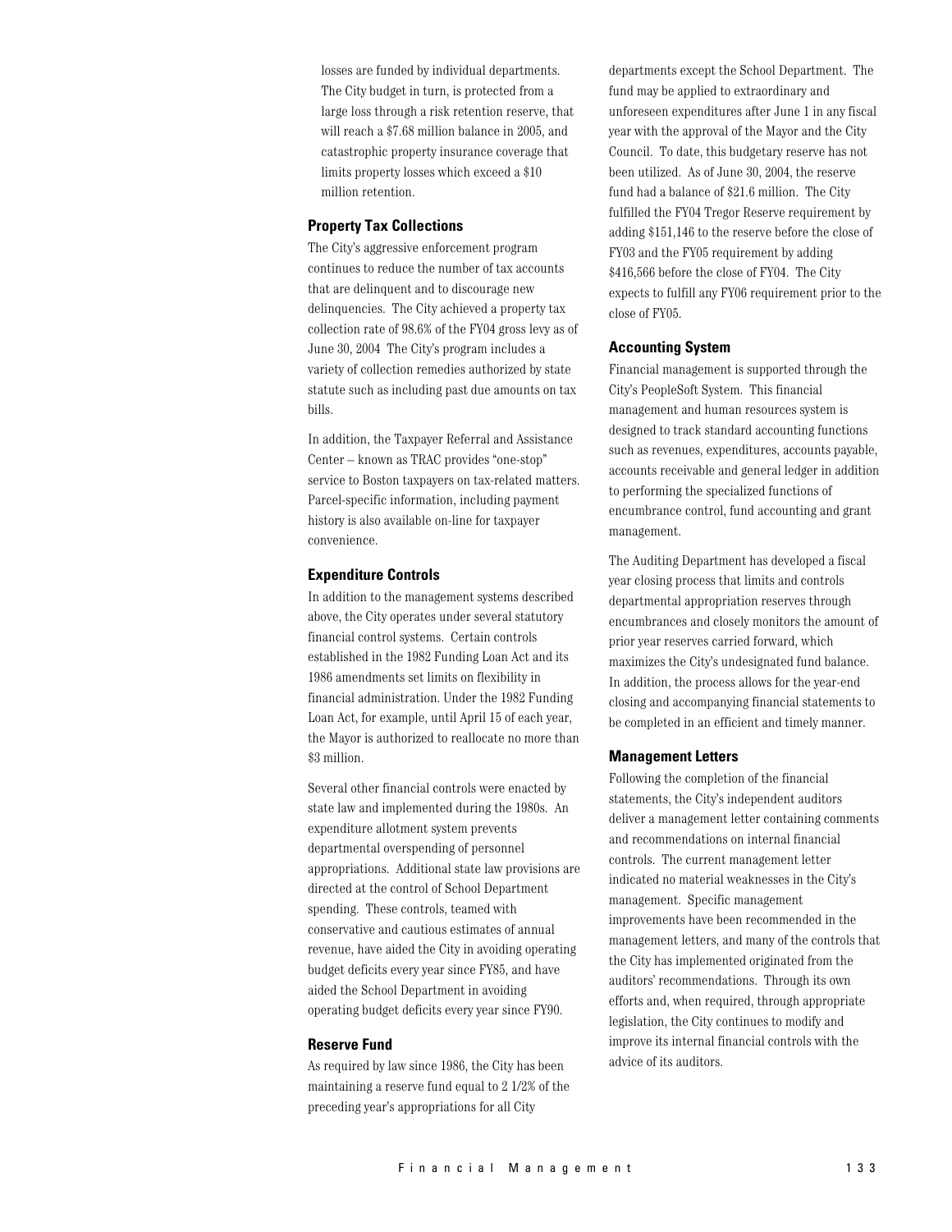losses are funded by individual departments. The City budget in turn, is protected from a large loss through a risk retention reserve, that will reach a $7.68 million balance in 2005, and catastrophic property insurance coverage that limits property losses which exceed a $10 million retention.

### Property Tax Collections

The City's aggressive enforcement program continues to reduce the number of tax accounts that are delinquent and to discourage new delinquencies. The City achieved a property tax collection rate of 98.6% of the FY04 gross levy as of June 30, 2004 The City's program includes a variety of collection remedies authorized by state statute such as including past due amounts on tax bills.

In addition, the Taxpayer Referral and Assistance Center – known as TRAC provides "one-stop" service to Boston taxpayers on tax-related matters. Parcel-specific information, including payment history is also available on-line for taxpayer convenience.

### Expenditure Controls

In addition to the management systems described above, the City operates under several statutory financial control systems. Certain controls established in the 1982 Funding Loan Act and its 1986 amendments set limits on flexibility in financial administration. Under the 1982 Funding Loan Act, for example, until April 15 of each year, the Mayor is authorized to reallocate no more than $3 million.

Several other financial controls were enacted by state law and implemented during the 1980s. An expenditure allotment system prevents departmental overspending of personnel appropriations. Additional state law provisions are directed at the control of School Department spending. These controls, teamed with conservative and cautious estimates of annual revenue, have aided the City in avoiding operating budget deficits every year since FY85, and have aided the School Department in avoiding operating budget deficits every year since FY90.

### Reserve Fund

As required by law since 1986, the City has been maintaining a reserve fund equal to 2 1/2% of the preceding year's appropriations for all City departments except the School Department. The fund may be applied to extraordinary and unforeseen expenditures after June 1 in any fiscal year with the approval of the Mayor and the City Council. To date, this budgetary reserve has not been utilized. As of June 30, 2004, the reserve fund had a balance of $21.6 million. The City fulfilled the FY04 Tregor Reserve requirement by adding $151,146 to the reserve before the close of FY03 and the FY05 requirement by adding $416,566 before the close of FY04. The City expects to fulfill any FY06 requirement prior to the close of FY05.

### Accounting System

Financial management is supported through the City's PeopleSoft System. This financial management and human resources system is designed to track standard accounting functions such as revenues, expenditures, accounts payable, accounts receivable and general ledger in addition to performing the specialized functions of encumbrance control, fund accounting and grant management.

The Auditing Department has developed a fiscal year closing process that limits and controls departmental appropriation reserves through encumbrances and closely monitors the amount of prior year reserves carried forward, which maximizes the City's undesignated fund balance. In addition, the process allows for the year-end closing and accompanying financial statements to be completed in an efficient and timely manner.

### Management Letters

Following the completion of the financial statements, the City's independent auditors deliver a management letter containing comments and recommendations on internal financial controls. The current management letter indicated no material weaknesses in the City's management. Specific management improvements have been recommended in the management letters, and many of the controls that the City has implemented originated from the auditors' recommendations. Through its own efforts and, when required, through appropriate legislation, the City continues to modify and improve its internal financial controls with the advice of its auditors.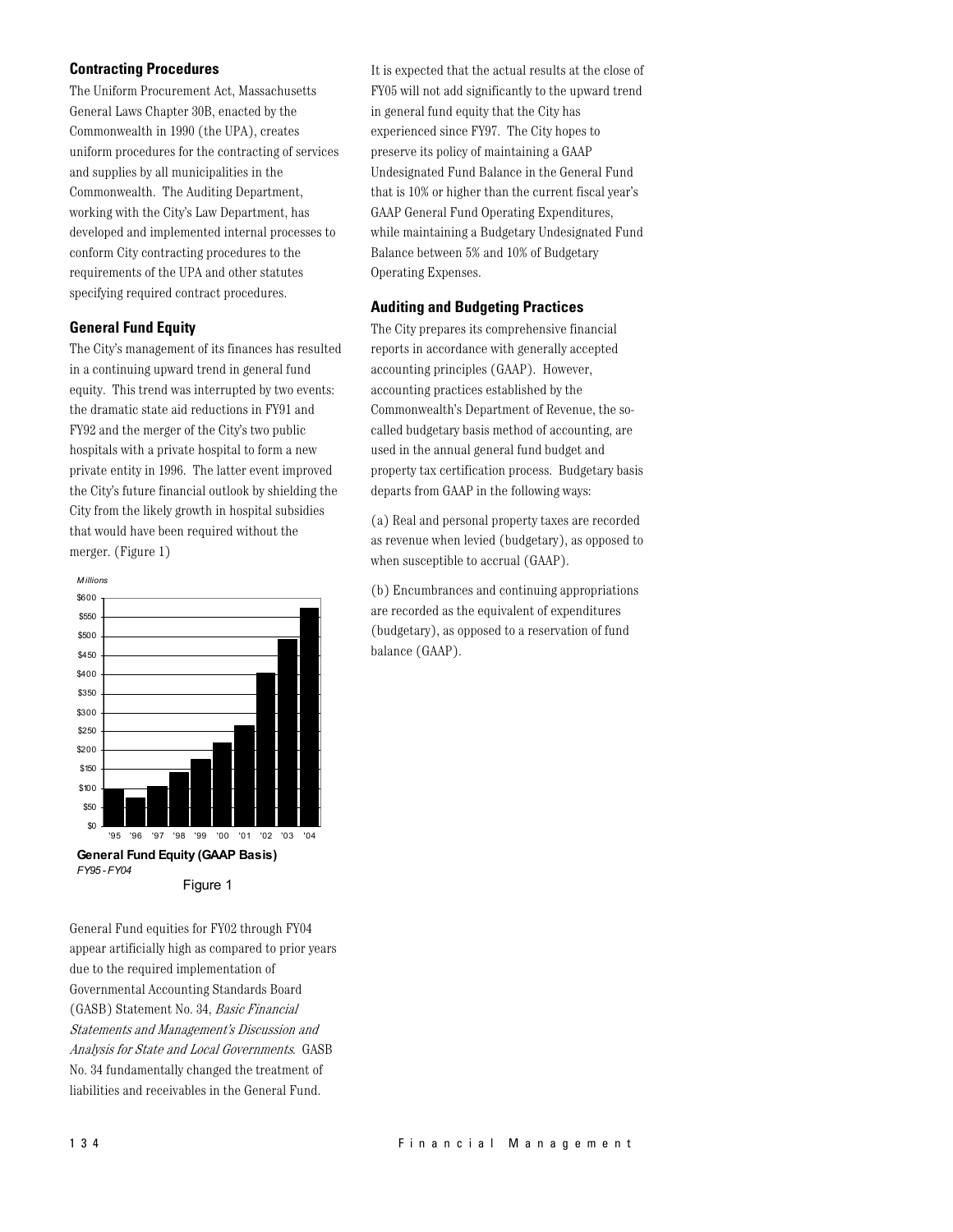## Contracting Procedures

The Uniform Procurement Act, Massachusetts General Laws Chapter 30B, enacted by the Commonwealth in 1990 (the UPA), creates uniform procedures for the contracting of services and supplies by all municipalities in the Commonwealth. The Auditing Department, working with the City's Law Department, has developed and implemented internal processes to conform City contracting procedures to the requirements of the UPA and other statutes specifying required contract procedures.

## General Fund Equity

The City's management of its finances has resulted in a continuing upward trend in general fund equity. This trend was interrupted by two events: the dramatic state aid reductions in FY91 and FY92 and the merger of the City's two public hospitals with a private hospital to form a new private entity in 1996. The latter event improved the City's future financial outlook by shielding the City from the likely growth in hospital subsidies that would have been required without the merger. (Figure 1)

**General Fund Equity (GAAP Basis)**
*FY95 - FY04*

Figure 1

General Fund equities for FY02 through FY04 appear artificially high as compared to prior years due to the required implementation of Governmental Accounting Standards Board (GASB) Statement No. 34, *Basic Financial Statements and Management's Discussion and Analysis for State and Local Governments*. GASB No. 34 fundamentally changed the treatment of liabilities and receivables in the General Fund.

It is expected that the actual results at the close of FY05 will not add significantly to the upward trend in general fund equity that the City has experienced since FY97. The City hopes to preserve its policy of maintaining a GAAP Undesignated Fund Balance in the General Fund that is 10% or higher than the current fiscal year's GAAP General Fund Operating Expenditures, while maintaining a Budgetary Undesignated Fund Balance between 5% and 10% of Budgetary Operating Expenses.

## Auditing and Budgeting Practices

The City prepares its comprehensive financial reports in accordance with generally accepted accounting principles (GAAP). However, accounting practices established by the Commonwealth's Department of Revenue, the so-called budgetary basis method of accounting, are used in the annual general fund budget and property tax certification process. Budgetary basis departs from GAAP in the following ways:

(a) Real and personal property taxes are recorded as revenue when levied (budgetary), as opposed to when susceptible to accrual (GAAP).

(b) Encumbrances and continuing appropriations are recorded as the equivalent of expenditures (budgetary), as opposed to a reservation of fund balance (GAAP).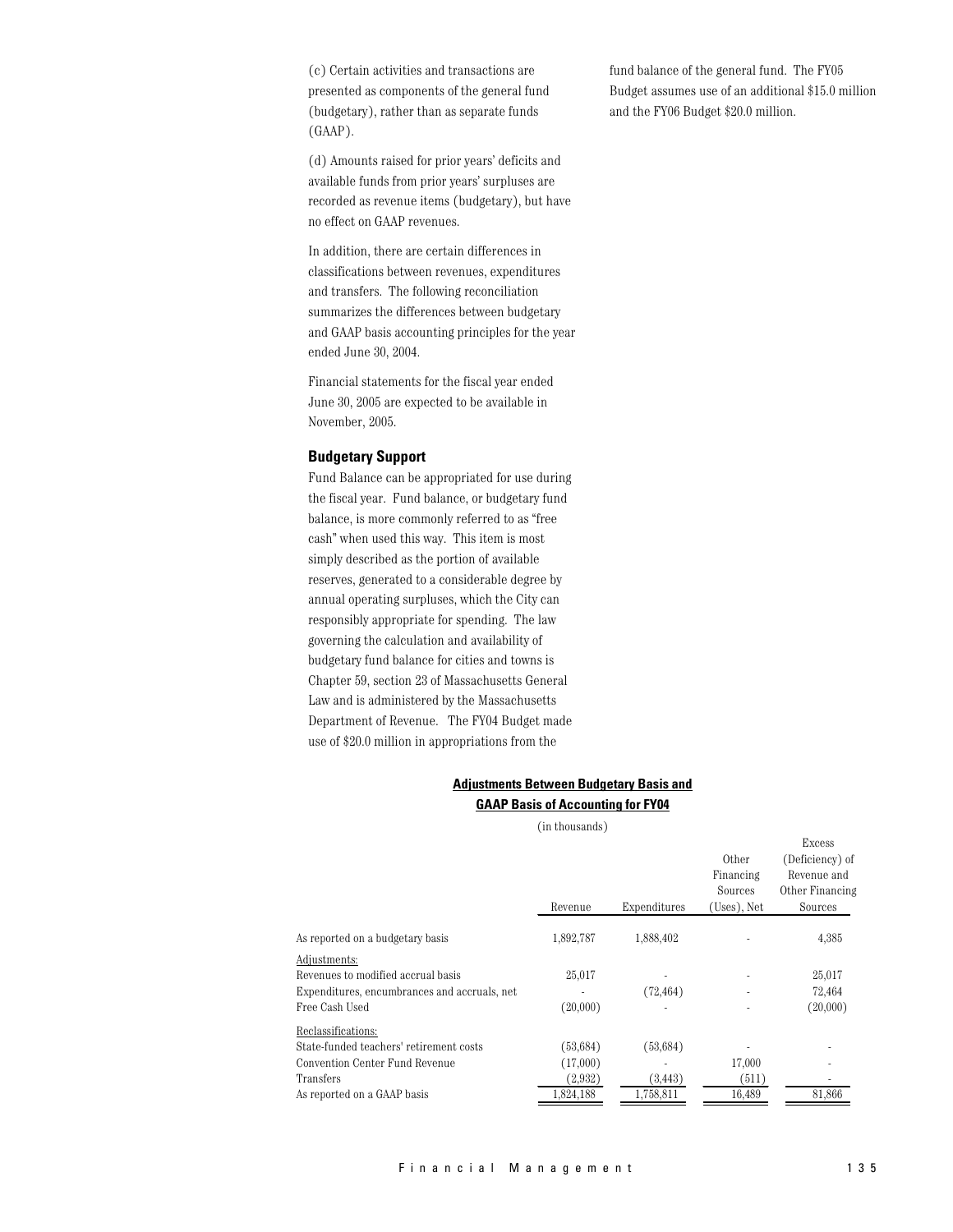(c) Certain activities and transactions are presented as components of the general fund (budgetary), rather than as separate funds (GAAP).

(d) Amounts raised for prior years' deficits and available funds from prior years' surpluses are recorded as revenue items (budgetary), but have no effect on GAAP revenues.

In addition, there are certain differences in classifications between revenues, expenditures and transfers. The following reconciliation summarizes the differences between budgetary and GAAP basis accounting principles for the year ended June 30, 2004.

Financial statements for the fiscal year ended June 30, 2005 are expected to be available in November, 2005.

### Budgetary Support

Fund Balance can be appropriated for use during the fiscal year. Fund balance, or budgetary fund balance, is more commonly referred to as "free cash" when used this way. This item is most simply described as the portion of available reserves, generated to a considerable degree by annual operating surpluses, which the City can responsibly appropriate for spending. The law governing the calculation and availability of budgetary fund balance for cities and towns is Chapter 59, section 23 of Massachusetts General Law and is administered by the Massachusetts Department of Revenue. The FY04 Budget made use of $20.0 million in appropriations from the fund balance of the general fund. The FY05 Budget assumes use of an additional $15.0 million and the FY06 Budget $20.0 million.

**Adjustments Between Budgetary Basis and GAAP Basis of Accounting for FY04**

(in thousands)

| | Revenue | Expenditures | Other Financing Sources (Uses), Net | Excess (Deficiency) of Revenue and Other Financing Sources |
|---|---|---|---|---|
| As reported on a budgetary basis | 1,892,787 | 1,888,402 | - | 4,385 |
| Adjustments: | | | | |
| Revenues to modified accrual basis | 25,017 | - | - | 25,017 |
| Expenditures, encumbrances and accruals, net | - | (72,464) | - | 72,464 |
| Free Cash Used | (20,000) | - | - | (20,000) |
| Reclassifications: | | | | |
| State-funded teachers' retirement costs | (53,684) | (53,684) | - | - |
| Convention Center Fund Revenue | (17,000) | - | 17,000 | - |
| Transfers | (2,932) | (3,443) | (511) | - |
| As reported on a GAAP basis | 1,824,188 | 1,758,811 | 16,489 | 81,866 |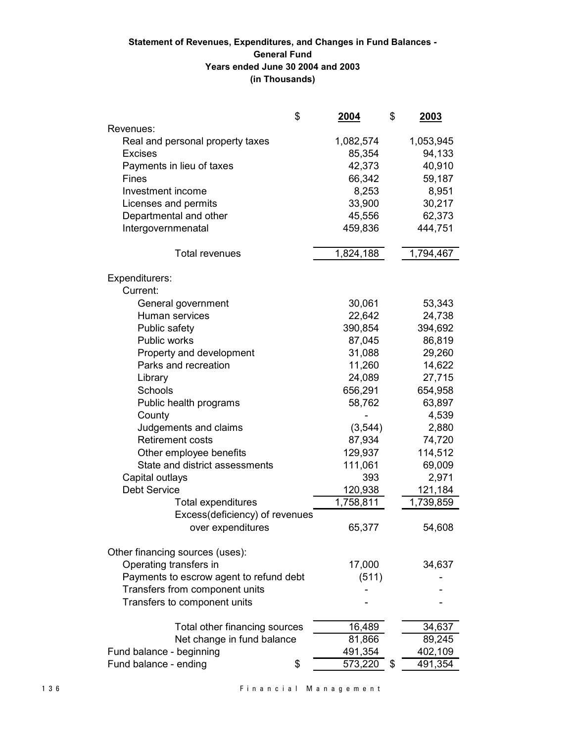**Statement of Revenues, Expenditures, and Changes in Fund Balances - General Fund**
**Years ended June 30 2004 and 2003**
**(in Thousands)**

| | 2004 | 2003 |
|---|---|---|
| **Revenues:** | | |
| Real and personal property taxes | 1,082,574 | 1,053,945 |
| Excises | 85,354 | 94,133 |
| Payments in lieu of taxes | 42,373 | 40,910 |
| Fines | 66,342 | 59,187 |
| Investment income | 8,253 | 8,951 |
| Licenses and permits | 33,900 | 30,217 |
| Departmental and other | 45,556 | 62,373 |
| Intergovernmenatal | 459,836 | 444,751 |
| Total revenues | 1,824,188 | 1,794,467 |
| **Expenditurers:** | | |
| Current: | | |
| General government | 30,061 | 53,343 |
| Human services | 22,642 | 24,738 |
| Public safety | 390,854 | 394,692 |
| Public works | 87,045 | 86,819 |
| Property and development | 31,088 | 29,260 |
| Parks and recreation | 11,260 | 14,622 |
| Library | 24,089 | 27,715 |
| Schools | 656,291 | 654,958 |
| Public health programs | 58,762 | 63,897 |
| County | - | 4,539 |
| Judgements and claims | (3,544) | 2,880 |
| Retirement costs | 87,934 | 74,720 |
| Other employee benefits | 129,937 | 114,512 |
| State and district assessments | 111,061 | 69,009 |
| Capital outlays | 393 | 2,971 |
| Debt Service | 120,938 | 121,184 |
| Total expenditures | 1,758,811 | 1,739,859 |
| Excess(deficiency) of revenues over expenditures | 65,377 | 54,608 |
| **Other financing sources (uses):** | | |
| Operating transfers in | 17,000 | 34,637 |
| Payments to escrow agent to refund debt | (511) | - |
| Transfers from component units | - | - |
| Transfers to component units | - | - |
| Total other financing sources | 16,489 | 34,637 |
| Net change in fund balance | 81,866 | 89,245 |
| Fund balance - beginning | 491,354 | 402,109 |
| Fund balance - ending | $ 573,220 | $ 491,354 |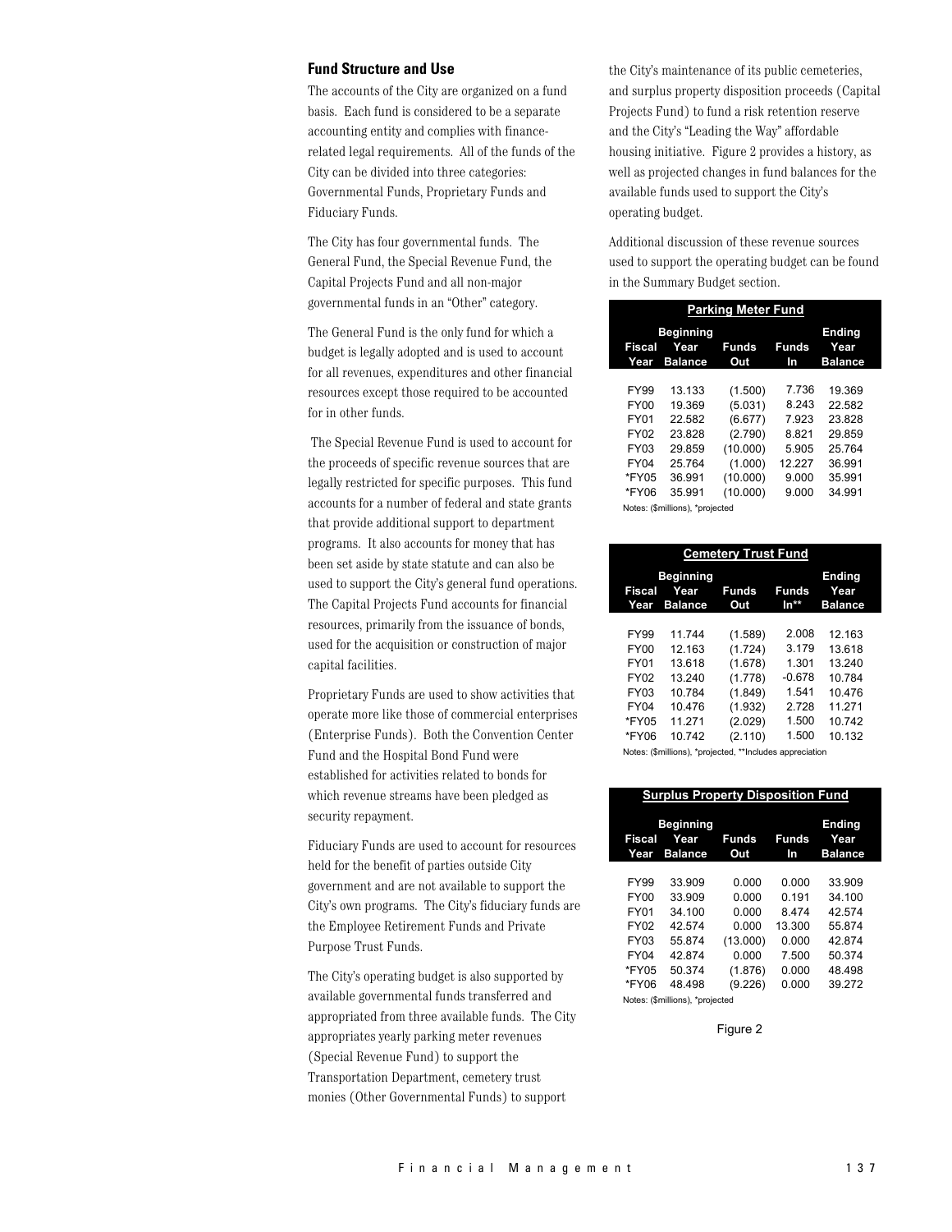## Fund Structure and Use

The accounts of the City are organized on a fund basis. Each fund is considered to be a separate accounting entity and complies with finance-related legal requirements. All of the funds of the City can be divided into three categories: Governmental Funds, Proprietary Funds and Fiduciary Funds.

The City has four governmental funds. The General Fund, the Special Revenue Fund, the Capital Projects Fund and all non-major governmental funds in an "Other" category.

The General Fund is the only fund for which a budget is legally adopted and is used to account for all revenues, expenditures and other financial resources except those required to be accounted for in other funds.

The Special Revenue Fund is used to account for the proceeds of specific revenue sources that are legally restricted for specific purposes. This fund accounts for a number of federal and state grants that provide additional support to department programs. It also accounts for money that has been set aside by state statute and can also be used to support the City's general fund operations. The Capital Projects Fund accounts for financial resources, primarily from the issuance of bonds, used for the acquisition or construction of major capital facilities.

Proprietary Funds are used to show activities that operate more like those of commercial enterprises (Enterprise Funds). Both the Convention Center Fund and the Hospital Bond Fund were established for activities related to bonds for which revenue streams have been pledged as security repayment.

Fiduciary Funds are used to account for resources held for the benefit of parties outside City government and are not available to support the City's own programs. The City's fiduciary funds are the Employee Retirement Funds and Private Purpose Trust Funds.

The City's operating budget is also supported by available governmental funds transferred and appropriated from three available funds. The City appropriates yearly parking meter revenues (Special Revenue Fund) to support the Transportation Department, cemetery trust monies (Other Governmental Funds) to support the City's maintenance of its public cemeteries, and surplus property disposition proceeds (Capital Projects Fund) to fund a risk retention reserve and the City's "Leading the Way" affordable housing initiative. Figure 2 provides a history, as well as projected changes in fund balances for the available funds used to support the City's operating budget.

Additional discussion of these revenue sources used to support the operating budget can be found in the Summary Budget section.

**Parking Meter Fund**

| Fiscal Year | Beginning Year Balance | Funds Out | Funds In | Ending Year Balance |
|---|---|---|---|---|
| FY99 | 13.133 | (1.500) | 7.736 | 19.369 |
| FY00 | 19.369 | (5.031) | 8.243 | 22.582 |
| FY01 | 22.582 | (6.677) | 7.923 | 23.828 |
| FY02 | 23.828 | (2.790) | 8.821 | 29.859 |
| FY03 | 29.859 | (10.000) | 5.905 | 25.764 |
| FY04 | 25.764 | (1.000) | 12.227 | 36.991 |
| *FY05 | 36.991 | (10.000) | 9.000 | 35.991 |
| *FY06 | 35.991 | (10.000) | 9.000 | 34.991 |

Notes: ($millions), *projected

**Cemetery Trust Fund**

| Fiscal Year | Beginning Year Balance | Funds Out | Funds In** | Ending Year Balance |
|---|---|---|---|---|
| FY99 | 11.744 | (1.589) | 2.008 | 12.163 |
| FY00 | 12.163 | (1.724) | 3.179 | 13.618 |
| FY01 | 13.618 | (1.678) | 1.301 | 13.240 |
| FY02 | 13.240 | (1.778) | -0.678 | 10.784 |
| FY03 | 10.784 | (1.849) | 1.541 | 10.476 |
| FY04 | 10.476 | (1.932) | 2.728 | 11.271 |
| *FY05 | 11.271 | (2.029) | 1.500 | 10.742 |
| *FY06 | 10.742 | (2.110) | 1.500 | 10.132 |

Notes: ($millions), *projected, **Includes appreciation

**Surplus Property Disposition Fund**

| Fiscal Year | Beginning Year Balance | Funds Out | Funds In | Ending Year Balance |
|---|---|---|---|---|
| FY99 | 33.909 | 0.000 | 0.000 | 33.909 |
| FY00 | 33.909 | 0.000 | 0.191 | 34.100 |
| FY01 | 34.100 | 0.000 | 8.474 | 42.574 |
| FY02 | 42.574 | 0.000 | 13.300 | 55.874 |
| FY03 | 55.874 | (13.000) | 0.000 | 42.874 |
| FY04 | 42.874 | 0.000 | 7.500 | 50.374 |
| *FY05 | 50.374 | (1.876) | 0.000 | 48.498 |
| *FY06 | 48.498 | (9.226) | 0.000 | 39.272 |

Notes: ($millions), *projected

Figure 2